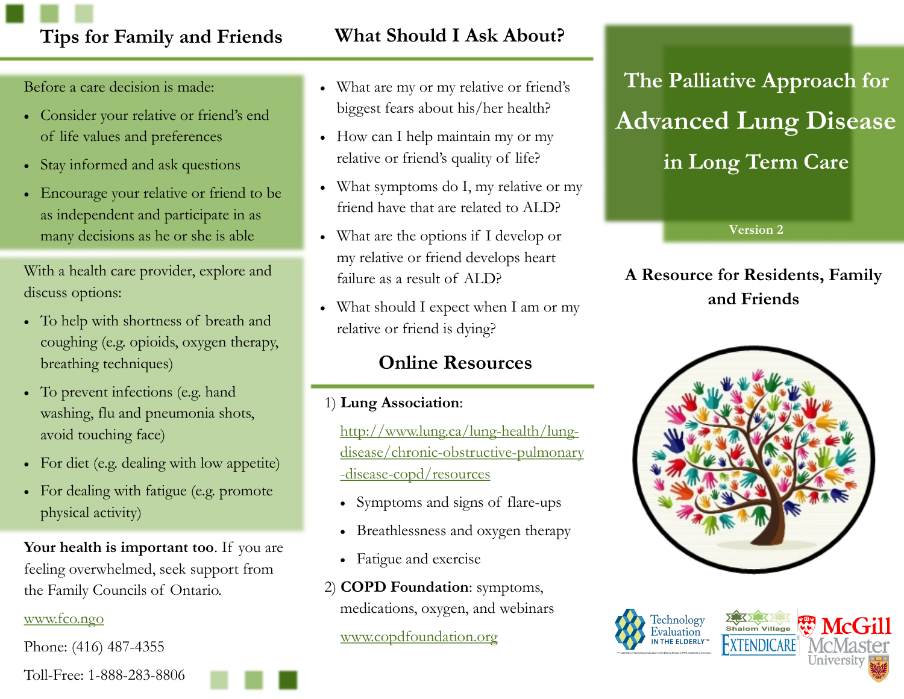## Tips for Family and Friends

Before a care decision is made:

- Consider your relative or friend's end of life values and preferences
- Stay informed and ask questions
- Encourage your relative or friend to be as independent and participate in as many decisions as he or she is able

With a health care provider, explore and discuss options:

- To help with shortness of breath and coughing (e.g. opioids, oxygen therapy, breathing techniques)
- To prevent infections (e.g. hand washing, flu and pneumonia shots, avoid touching face)
- For diet (e.g. dealing with low appetite)
- For dealing with fatigue (e.g. promote physical activity)

**Your health is important too**. If you are feeling overwhelmed, seek support from the Family Councils of Ontario.

www.fco.ngo

Phone: (416) 487-4355

Toll-Free: 1-888-283-8806

## What Should I Ask About?

- What are my or my relative or friend's biggest fears about his/her health?
- How can I help maintain my or my relative or friend's quality of life?
- What symptoms do I, my relative or my friend have that are related to ALD?
- What are the options if I develop or my relative or friend develops heart failure as a result of ALD?
- What should I expect when I am or my relative or friend is dying?

## Online Resources

1) **Lung Association**:

   http://www.lung.ca/lung-health/lung-disease/chronic-obstructive-pulmonary-disease-copd/resources

   - Symptoms and signs of flare-ups
   - Breathlessness and oxygen therapy
   - Fatigue and exercise

2) **COPD Foundation**: symptoms, medications, oxygen, and webinars

   www.copdfoundation.org

# The Palliative Approach for Advanced Lung Disease in Long Term Care

Version 2

### A Resource for Residents, Family and Friends

Technology Evaluation in the Elderly™ | Shalom Village | Extendicare | McGill | McMaster University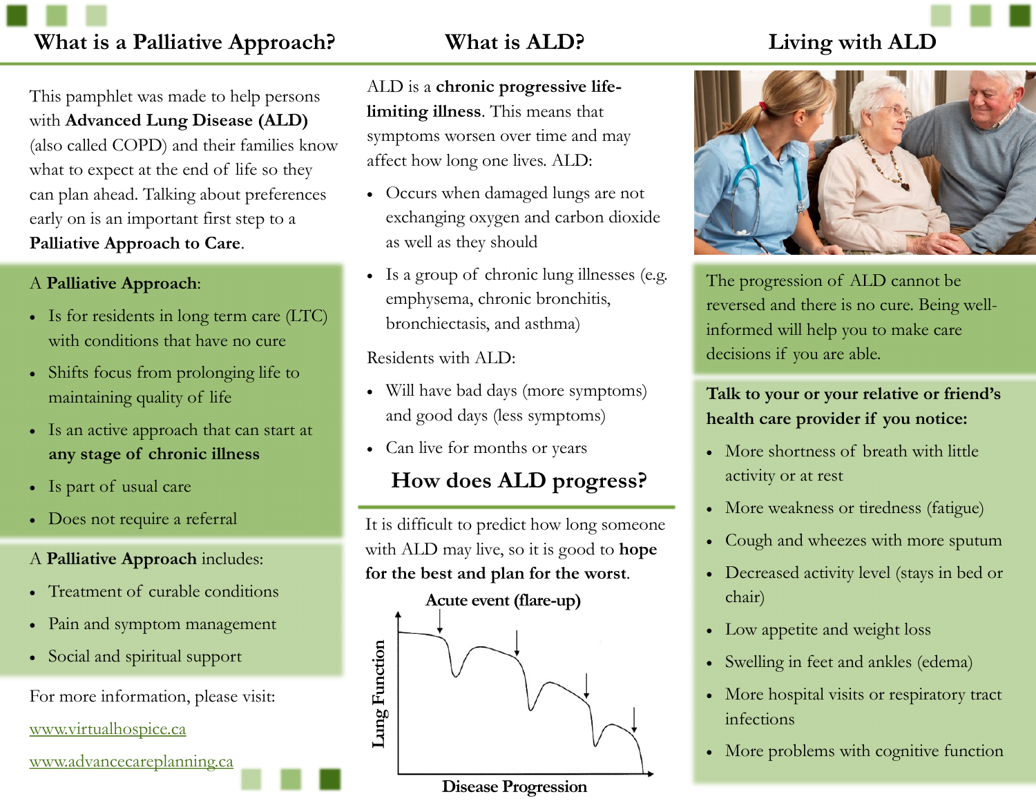## What is a Palliative Approach?

This pamphlet was made to help persons with **Advanced Lung Disease (ALD)** (also called COPD) and their families know what to expect at the end of life so they can plan ahead. Talking about preferences early on is an important first step to a **Palliative Approach to Care**.

A **Palliative Approach**:

- Is for residents in long term care (LTC) with conditions that have no cure
- Shifts focus from prolonging life to maintaining quality of life
- Is an active approach that can start at **any stage of chronic illness**
- Is part of usual care
- Does not require a referral

A **Palliative Approach** includes:

- Treatment of curable conditions
- Pain and symptom management
- Social and spiritual support

For more information, please visit:

www.virtualhospice.ca

www.advancecareplanning.ca

## What is ALD?

ALD is a **chronic progressive life-limiting illness**. This means that symptoms worsen over time and may affect how long one lives. ALD:

- Occurs when damaged lungs are not exchanging oxygen and carbon dioxide as well as they should
- Is a group of chronic lung illnesses (e.g. emphysema, chronic bronchitis, bronchiectasis, and asthma)

Residents with ALD:

- Will have bad days (more symptoms) and good days (less symptoms)
- Can live for months or years

## How does ALD progress?

It is difficult to predict how long someone with ALD may live, so it is good to **hope for the best and plan for the worst**.

Acute event (flare-up)

Lung Function

Disease Progression

## Living with ALD

The progression of ALD cannot be reversed and there is no cure. Being well-informed will help you to make care decisions if you are able.

**Talk to your or your relative or friend's health care provider if you notice:**

- More shortness of breath with little activity or at rest
- More weakness or tiredness (fatigue)
- Cough and wheezes with more sputum
- Decreased activity level (stays in bed or chair)
- Low appetite and weight loss
- Swelling in feet and ankles (edema)
- More hospital visits or respiratory tract infections
- More problems with cognitive function